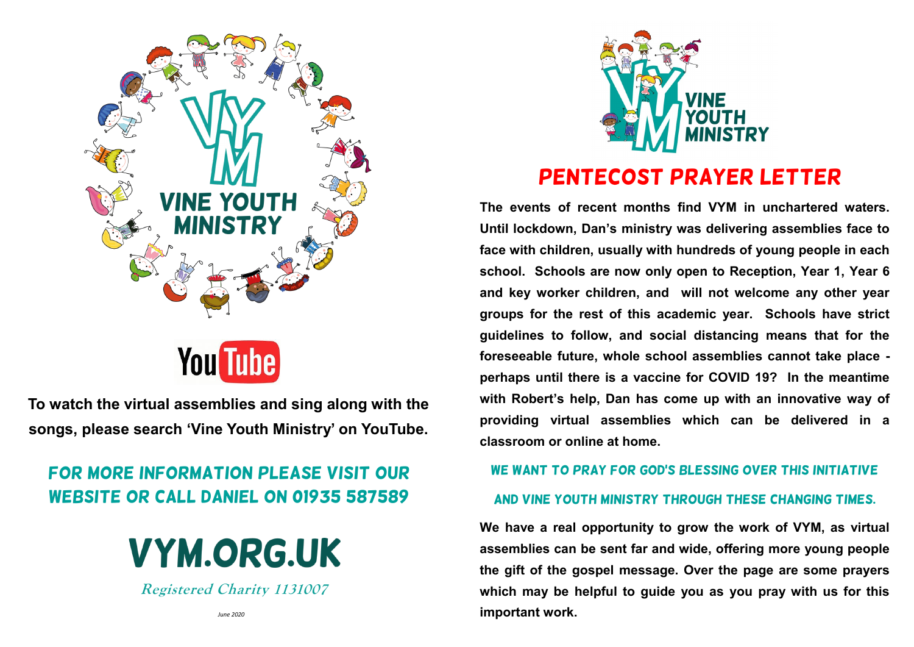VINE YOUTH MINISTRY

YouTube

**To watch the virtual assemblies and sing along with the songs, please search 'Vine Youth Ministry' on YouTube.**

## FOR MORE INFORMATION PLEASE VISIT OUR WEBSITE OR CALL DANIEL ON 01935 587589

# VYM.ORG.UK

*Registered Charity 1131007*

*June 2020*

VINE YOUTH MINISTRY

# PENTECOST PRAYER LETTER

**The events of recent months find VYM in unchartered waters. Until lockdown, Dan's ministry was delivering assemblies face to face with children, usually with hundreds of young people in each school. Schools are now only open to Reception, Year 1, Year 6 and key worker children, and will not welcome any other year groups for the rest of this academic year. Schools have strict guidelines to follow, and social distancing means that for the foreseeable future, whole school assemblies cannot take place - perhaps until there is a vaccine for COVID 19? In the meantime with Robert's help, Dan has come up with an innovative way of providing virtual assemblies which can be delivered in a classroom or online at home.**

### WE WANT TO PRAY FOR GOD'S BLESSING OVER THIS INITIATIVE AND VINE YOUTH MINISTRY THROUGH THESE CHANGING TIMES.

**We have a real opportunity to grow the work of VYM, as virtual assemblies can be sent far and wide, offering more young people the gift of the gospel message. Over the page are some prayers which may be helpful to guide you as you pray with us for this important work.**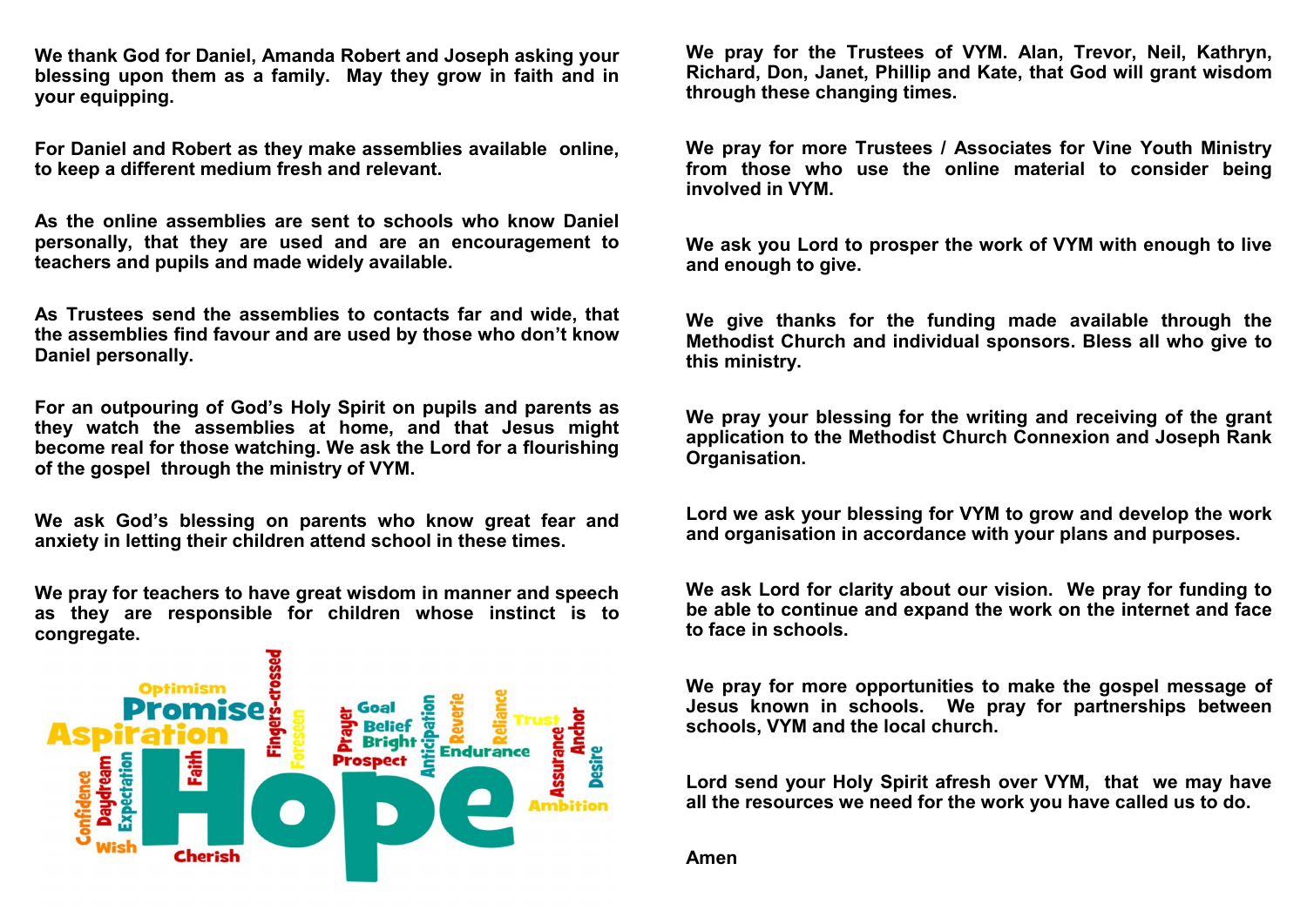We thank God for Daniel, Amanda Robert and Joseph asking your blessing upon them as a family. May they grow in faith and in your equipping.

For Daniel and Robert as they make assemblies available online, to keep a different medium fresh and relevant.

As the online assemblies are sent to schools who know Daniel personally, that they are used and are an encouragement to teachers and pupils and made widely available.

As Trustees send the assemblies to contacts far and wide, that the assemblies find favour and are used by those who don't know Daniel personally.

For an outpouring of God's Holy Spirit on pupils and parents as they watch the assemblies at home, and that Jesus might become real for those watching. We ask the Lord for a flourishing of the gospel through the ministry of VYM.

We ask God's blessing on parents who know great fear and anxiety in letting their children attend school in these times.

We pray for teachers to have great wisdom in manner and speech as they are responsible for children whose instinct is to congregate.

We pray for the Trustees of VYM. Alan, Trevor, Neil, Kathryn, Richard, Don, Janet, Phillip and Kate, that God will grant wisdom through these changing times.

We pray for more Trustees / Associates for Vine Youth Ministry from those who use the online material to consider being involved in VYM.

We ask you Lord to prosper the work of VYM with enough to live and enough to give.

We give thanks for the funding made available through the Methodist Church and individual sponsors. Bless all who give to this ministry.

We pray your blessing for the writing and receiving of the grant application to the Methodist Church Connexion and Joseph Rank Organisation.

Lord we ask your blessing for VYM to grow and develop the work and organisation in accordance with your plans and purposes.

We ask Lord for clarity about our vision. We pray for funding to be able to continue and expand the work on the internet and face to face in schools.

We pray for more opportunities to make the gospel message of Jesus known in schools. We pray for partnerships between schools, VYM and the local church.

Lord send your Holy Spirit afresh over VYM, that we may have all the resources we need for the work you have called us to do.

Amen